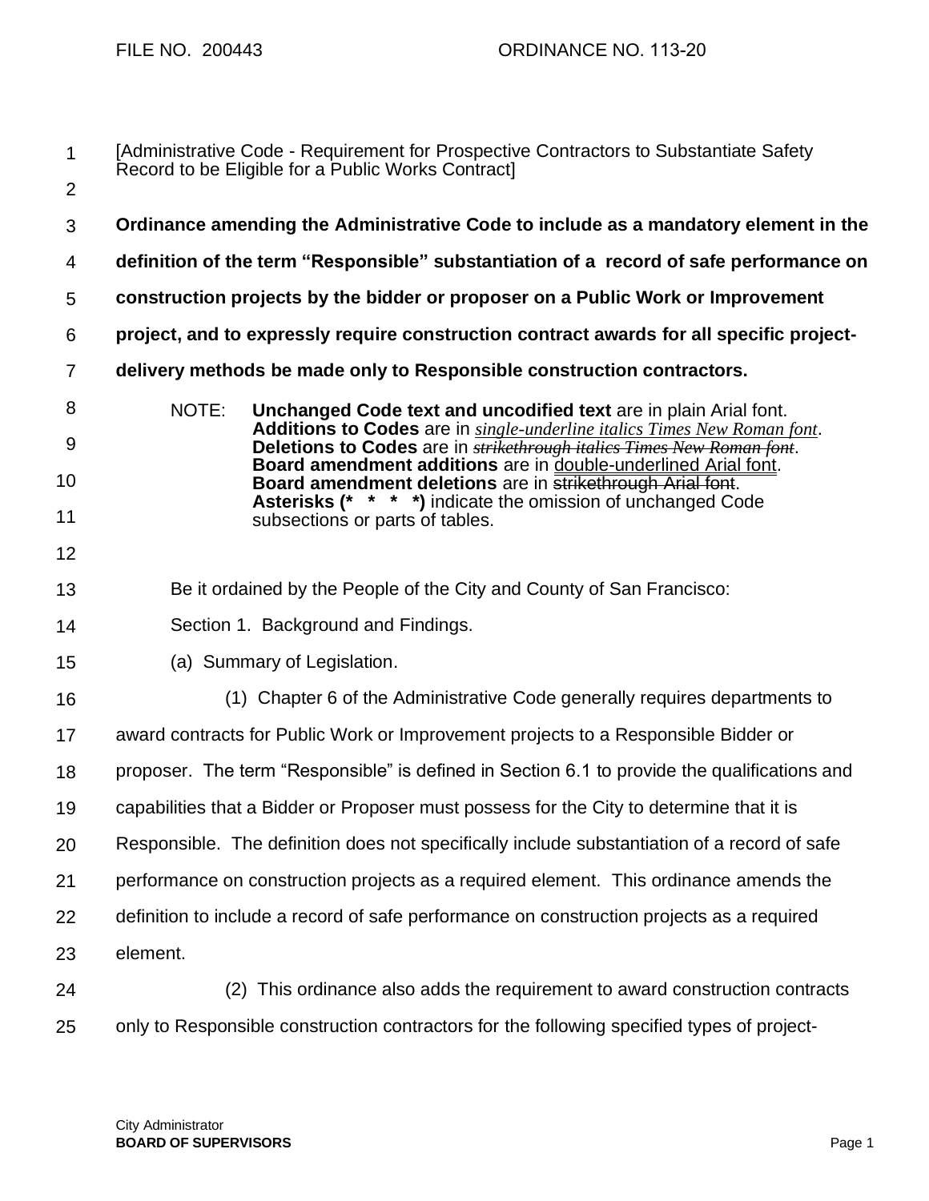FILE NO. 200443 ORDINANCE NO. 113-20

[Administrative Code - Requirement for Prospective Contractors to Substantiate Safety Record to be Eligible for a Public Works Contract]

**Ordinance amending the Administrative Code to include as a mandatory element in the definition of the term "Responsible" substantiation of a record of safe performance on construction projects by the bidder or proposer on a Public Work or Improvement project, and to expressly require construction contract awards for all specific project-delivery methods be made only to Responsible construction contractors.**

NOTE: **Unchanged Code text and uncodified text** are in plain Arial font.
**Additions to Codes** are in *single-underline italics Times New Roman font*.
**Deletions to Codes** are in ~~*strikethrough italics Times New Roman font*~~.
**Board amendment additions** are in double-underlined Arial font.
**Board amendment deletions** are in ~~strikethrough Arial font~~.
**Asterisks (* * * *)** indicate the omission of unchanged Code subsections or parts of tables.

Be it ordained by the People of the City and County of San Francisco:

Section 1. Background and Findings.

(a) Summary of Legislation.

(1) Chapter 6 of the Administrative Code generally requires departments to award contracts for Public Work or Improvement projects to a Responsible Bidder or proposer. The term "Responsible" is defined in Section 6.1 to provide the qualifications and capabilities that a Bidder or Proposer must possess for the City to determine that it is Responsible. The definition does not specifically include substantiation of a record of safe performance on construction projects as a required element. This ordinance amends the definition to include a record of safe performance on construction projects as a required element.

(2) This ordinance also adds the requirement to award construction contracts only to Responsible construction contractors for the following specified types of project-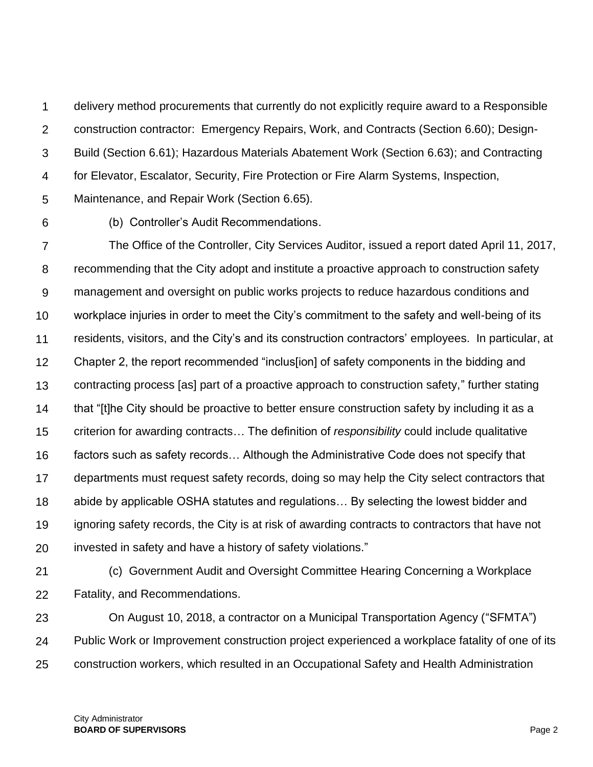delivery method procurements that currently do not explicitly require award to a Responsible construction contractor: Emergency Repairs, Work, and Contracts (Section 6.60); Design-Build (Section 6.61); Hazardous Materials Abatement Work (Section 6.63); and Contracting for Elevator, Escalator, Security, Fire Protection or Fire Alarm Systems, Inspection, Maintenance, and Repair Work (Section 6.65).

(b) Controller's Audit Recommendations.

The Office of the Controller, City Services Auditor, issued a report dated April 11, 2017, recommending that the City adopt and institute a proactive approach to construction safety management and oversight on public works projects to reduce hazardous conditions and workplace injuries in order to meet the City's commitment to the safety and well-being of its residents, visitors, and the City's and its construction contractors' employees. In particular, at Chapter 2, the report recommended "inclus[ion] of safety components in the bidding and contracting process [as] part of a proactive approach to construction safety," further stating that "[t]he City should be proactive to better ensure construction safety by including it as a criterion for awarding contracts… The definition of *responsibility* could include qualitative factors such as safety records… Although the Administrative Code does not specify that departments must request safety records, doing so may help the City select contractors that abide by applicable OSHA statutes and regulations… By selecting the lowest bidder and ignoring safety records, the City is at risk of awarding contracts to contractors that have not invested in safety and have a history of safety violations."

(c) Government Audit and Oversight Committee Hearing Concerning a Workplace Fatality, and Recommendations.

On August 10, 2018, a contractor on a Municipal Transportation Agency ("SFMTA") Public Work or Improvement construction project experienced a workplace fatality of one of its construction workers, which resulted in an Occupational Safety and Health Administration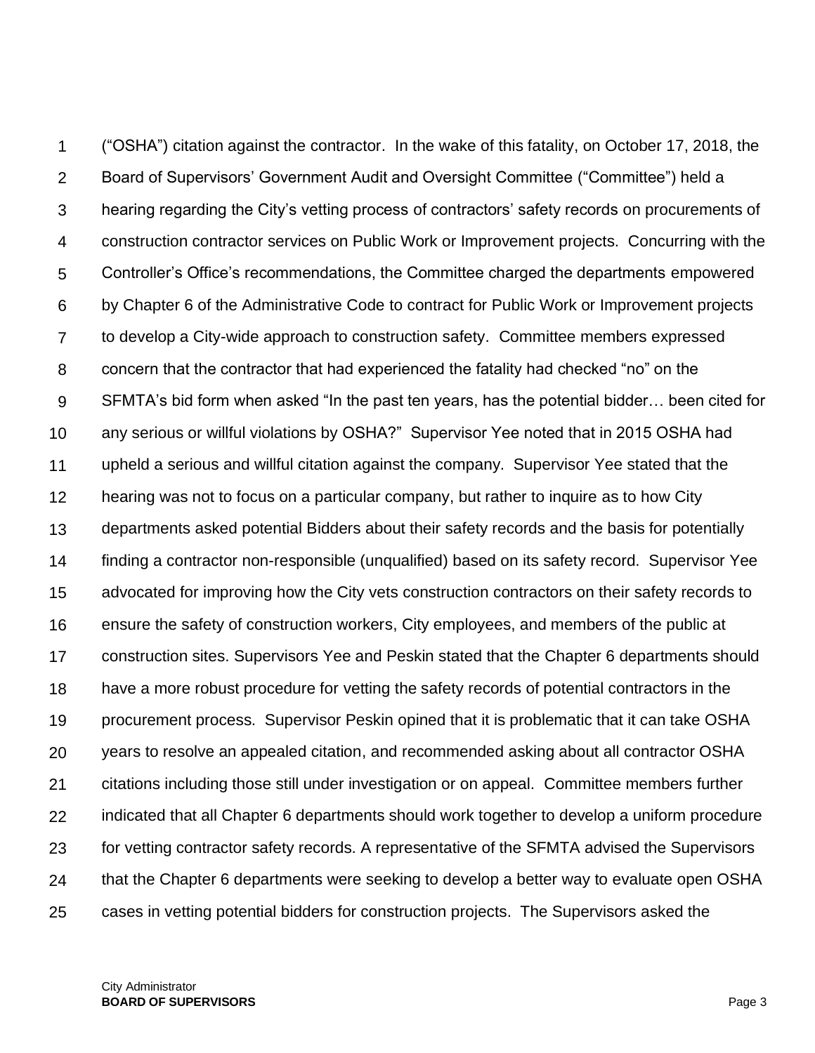("OSHA") citation against the contractor. In the wake of this fatality, on October 17, 2018, the Board of Supervisors' Government Audit and Oversight Committee ("Committee") held a hearing regarding the City's vetting process of contractors' safety records on procurements of construction contractor services on Public Work or Improvement projects. Concurring with the Controller's Office's recommendations, the Committee charged the departments empowered by Chapter 6 of the Administrative Code to contract for Public Work or Improvement projects to develop a City-wide approach to construction safety. Committee members expressed concern that the contractor that had experienced the fatality had checked "no" on the SFMTA's bid form when asked "In the past ten years, has the potential bidder… been cited for any serious or willful violations by OSHA?" Supervisor Yee noted that in 2015 OSHA had upheld a serious and willful citation against the company. Supervisor Yee stated that the hearing was not to focus on a particular company, but rather to inquire as to how City departments asked potential Bidders about their safety records and the basis for potentially finding a contractor non-responsible (unqualified) based on its safety record. Supervisor Yee advocated for improving how the City vets construction contractors on their safety records to ensure the safety of construction workers, City employees, and members of the public at construction sites. Supervisors Yee and Peskin stated that the Chapter 6 departments should have a more robust procedure for vetting the safety records of potential contractors in the procurement process. Supervisor Peskin opined that it is problematic that it can take OSHA years to resolve an appealed citation, and recommended asking about all contractor OSHA citations including those still under investigation or on appeal. Committee members further indicated that all Chapter 6 departments should work together to develop a uniform procedure for vetting contractor safety records. A representative of the SFMTA advised the Supervisors that the Chapter 6 departments were seeking to develop a better way to evaluate open OSHA cases in vetting potential bidders for construction projects. The Supervisors asked the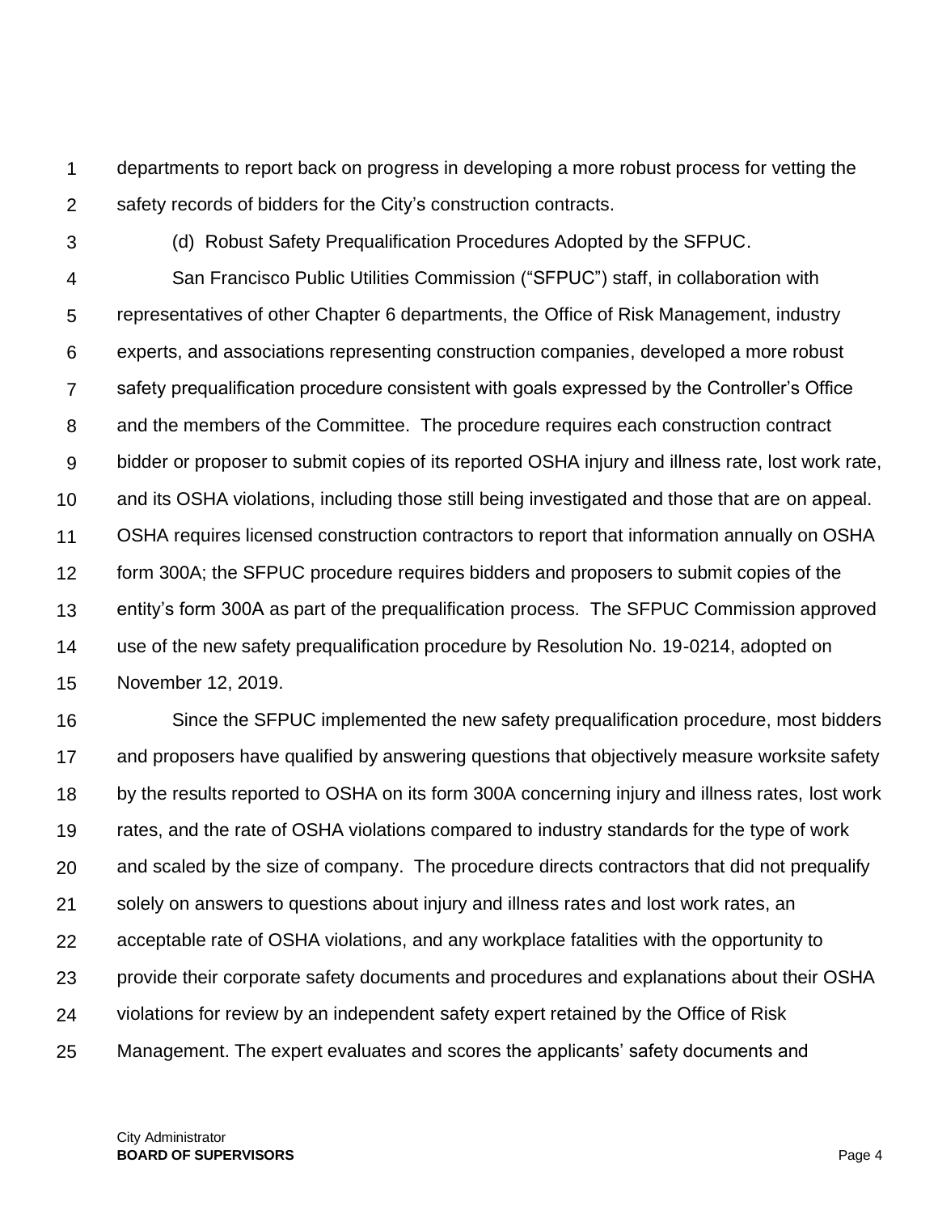departments to report back on progress in developing a more robust process for vetting the safety records of bidders for the City's construction contracts.

(d) Robust Safety Prequalification Procedures Adopted by the SFPUC.

San Francisco Public Utilities Commission ("SFPUC") staff, in collaboration with representatives of other Chapter 6 departments, the Office of Risk Management, industry experts, and associations representing construction companies, developed a more robust safety prequalification procedure consistent with goals expressed by the Controller's Office and the members of the Committee. The procedure requires each construction contract bidder or proposer to submit copies of its reported OSHA injury and illness rate, lost work rate, and its OSHA violations, including those still being investigated and those that are on appeal. OSHA requires licensed construction contractors to report that information annually on OSHA form 300A; the SFPUC procedure requires bidders and proposers to submit copies of the entity's form 300A as part of the prequalification process. The SFPUC Commission approved use of the new safety prequalification procedure by Resolution No. 19-0214, adopted on November 12, 2019.

Since the SFPUC implemented the new safety prequalification procedure, most bidders and proposers have qualified by answering questions that objectively measure worksite safety by the results reported to OSHA on its form 300A concerning injury and illness rates, lost work rates, and the rate of OSHA violations compared to industry standards for the type of work and scaled by the size of company. The procedure directs contractors that did not prequalify solely on answers to questions about injury and illness rates and lost work rates, an acceptable rate of OSHA violations, and any workplace fatalities with the opportunity to provide their corporate safety documents and procedures and explanations about their OSHA violations for review by an independent safety expert retained by the Office of Risk Management. The expert evaluates and scores the applicants' safety documents and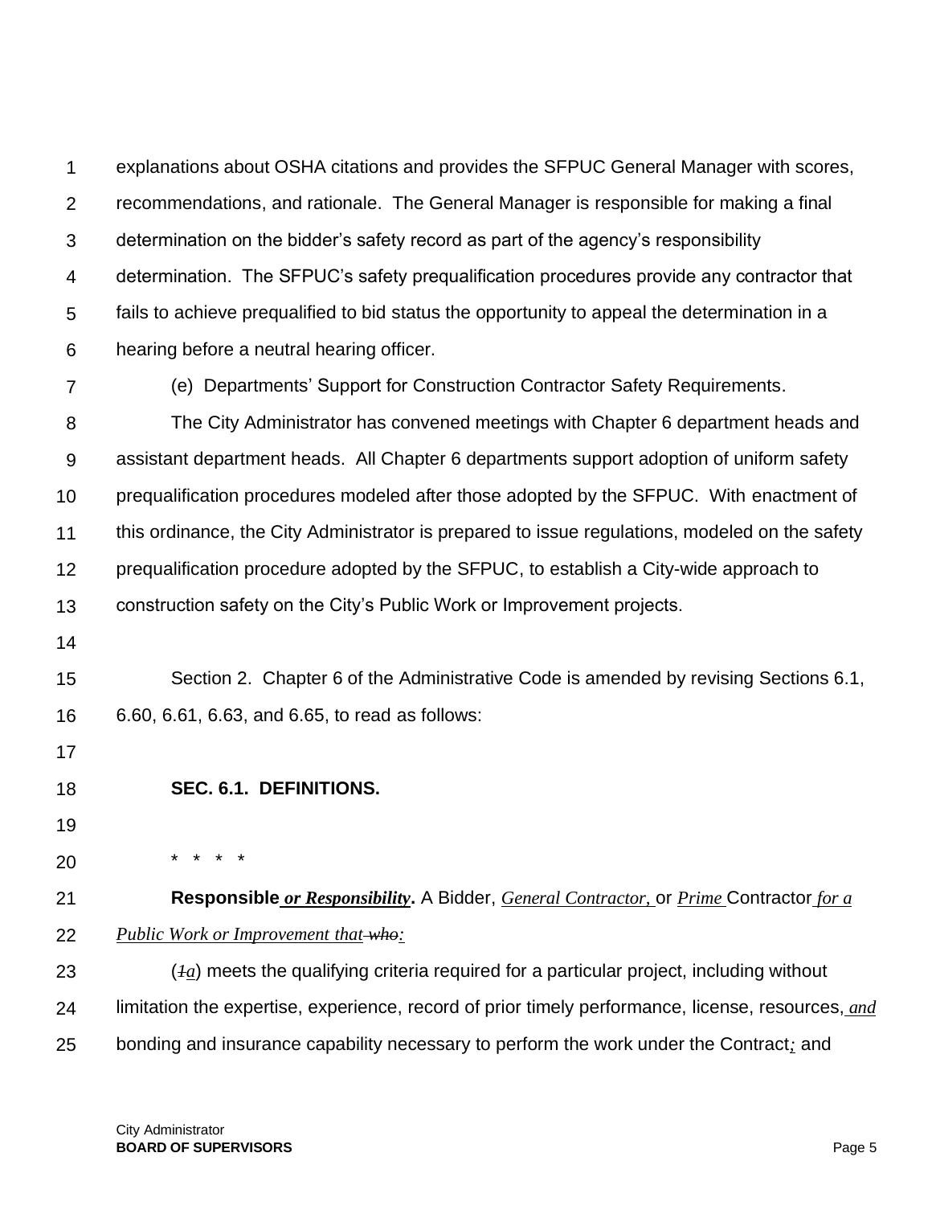explanations about OSHA citations and provides the SFPUC General Manager with scores, recommendations, and rationale. The General Manager is responsible for making a final determination on the bidder's safety record as part of the agency's responsibility determination. The SFPUC's safety prequalification procedures provide any contractor that fails to achieve prequalified to bid status the opportunity to appeal the determination in a hearing before a neutral hearing officer.

(e) Departments' Support for Construction Contractor Safety Requirements.

The City Administrator has convened meetings with Chapter 6 department heads and assistant department heads. All Chapter 6 departments support adoption of uniform safety prequalification procedures modeled after those adopted by the SFPUC. With enactment of this ordinance, the City Administrator is prepared to issue regulations, modeled on the safety prequalification procedure adopted by the SFPUC, to establish a City-wide approach to construction safety on the City's Public Work or Improvement projects.

Section 2. Chapter 6 of the Administrative Code is amended by revising Sections 6.1, 6.60, 6.61, 6.63, and 6.65, to read as follows:

**SEC. 6.1. DEFINITIONS.**

\* \* \* \*

**Responsible** ***or Responsibility*****.** A Bidder, *General Contractor,* or *Prime* Contractor *for a Public Work or Improvement that* ~~who~~*:*

(~~1~~*a*) meets the qualifying criteria required for a particular project, including without limitation the expertise, experience, record of prior timely performance, license, resources, *and* bonding and insurance capability necessary to perform the work under the Contract*;* and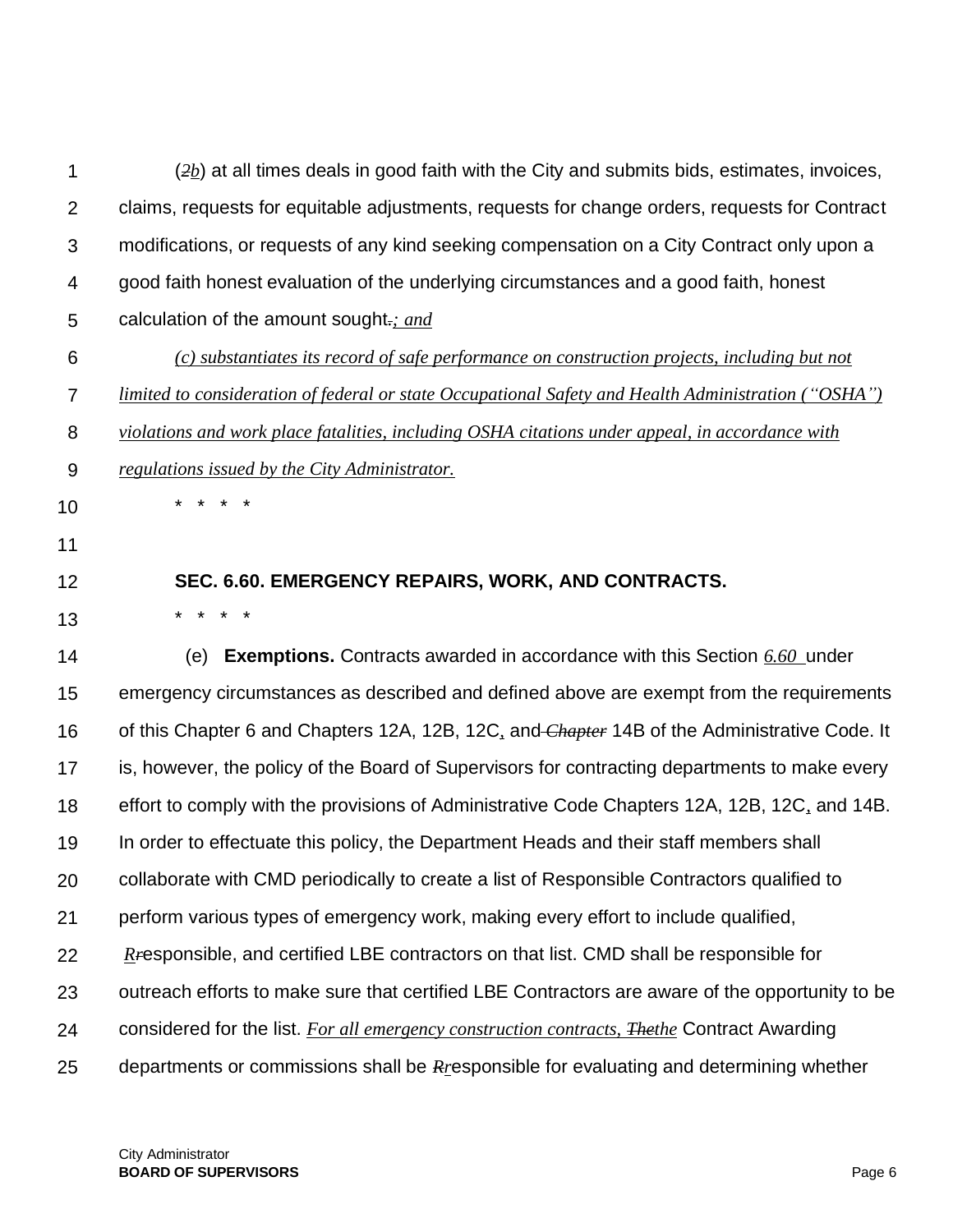(~~2~~*b*) at all times deals in good faith with the City and submits bids, estimates, invoices, claims, requests for equitable adjustments, requests for change orders, requests for Contract modifications, or requests of any kind seeking compensation on a City Contract only upon a good faith honest evaluation of the underlying circumstances and a good faith, honest calculation of the amount sought~~.~~*; and*

*(c) substantiates its record of safe performance on construction projects, including but not limited to consideration of federal or state Occupational Safety and Health Administration ("OSHA") violations and work place fatalities, including OSHA citations under appeal, in accordance with regulations issued by the City Administrator.*

\* \* \* \*

**SEC. 6.60. EMERGENCY REPAIRS, WORK, AND CONTRACTS.**

\* \* \* \*

(e) **Exemptions.** Contracts awarded in accordance with this Section *6.60* under emergency circumstances as described and defined above are exempt from the requirements of this Chapter 6 and Chapters 12A, 12B, 12C, and ~~*Chapter*~~ 14B of the Administrative Code. It is, however, the policy of the Board of Supervisors for contracting departments to make every effort to comply with the provisions of Administrative Code Chapters 12A, 12B, 12C, and 14B. In order to effectuate this policy, the Department Heads and their staff members shall collaborate with CMD periodically to create a list of Responsible Contractors qualified to perform various types of emergency work, making every effort to include qualified, *R*~~r~~esponsible, and certified LBE contractors on that list. CMD shall be responsible for outreach efforts to make sure that certified LBE Contractors are aware of the opportunity to be considered for the list. *For all emergency construction contracts,* ~~*The*~~*the* Contract Awarding departments or commissions shall be ~~*R*~~*r*esponsible for evaluating and determining whether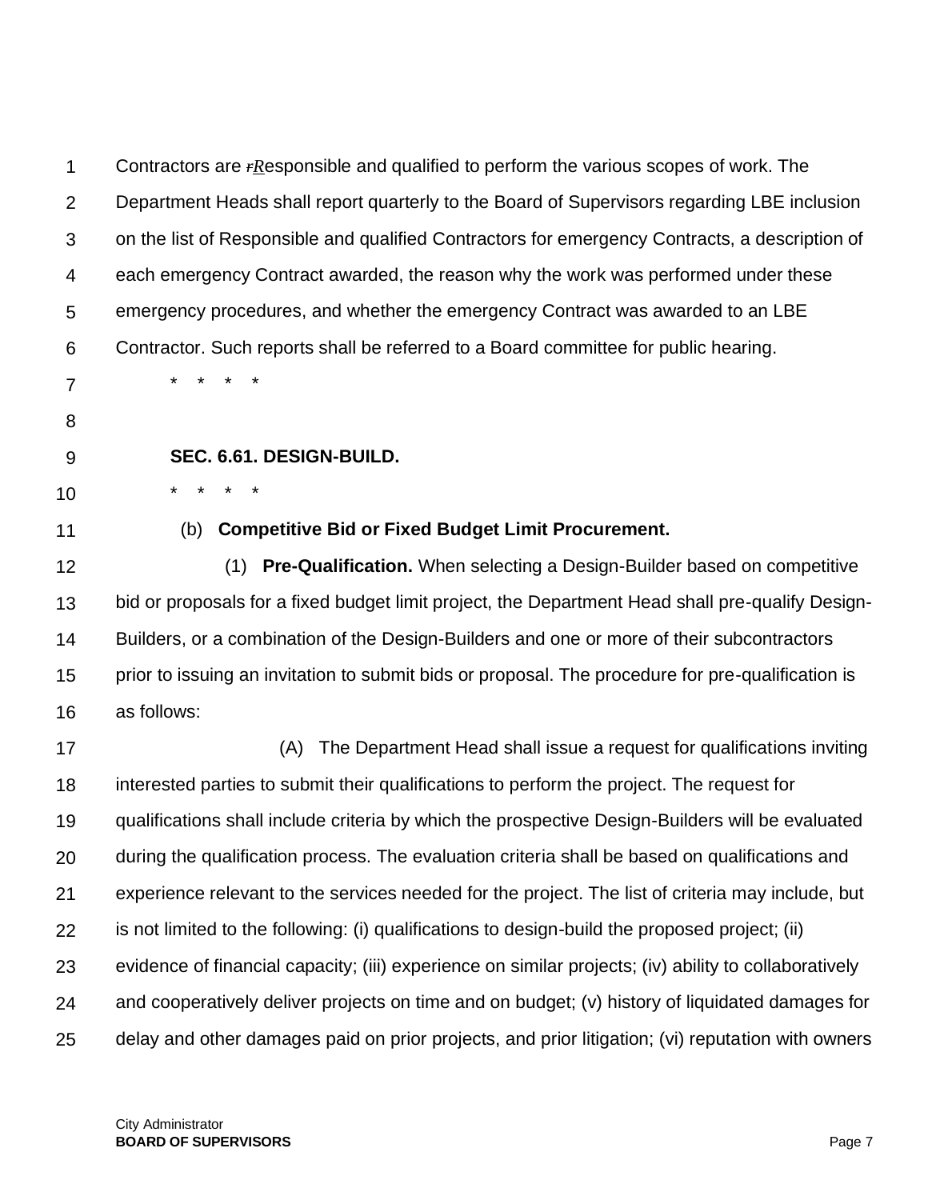Contractors are ~~r~~*Responsible* and qualified to perform the various scopes of work. The Department Heads shall report quarterly to the Board of Supervisors regarding LBE inclusion on the list of Responsible and qualified Contractors for emergency Contracts, a description of each emergency Contract awarded, the reason why the work was performed under these emergency procedures, and whether the emergency Contract was awarded to an LBE Contractor. Such reports shall be referred to a Board committee for public hearing.

\* \* \* \*

**SEC. 6.61. DESIGN-BUILD.**

\* \* \* \*

(b) **Competitive Bid or Fixed Budget Limit Procurement.**

(1) **Pre-Qualification.** When selecting a Design-Builder based on competitive bid or proposals for a fixed budget limit project, the Department Head shall pre-qualify Design-Builders, or a combination of the Design-Builders and one or more of their subcontractors prior to issuing an invitation to submit bids or proposal. The procedure for pre-qualification is as follows:

(A) The Department Head shall issue a request for qualifications inviting interested parties to submit their qualifications to perform the project. The request for qualifications shall include criteria by which the prospective Design-Builders will be evaluated during the qualification process. The evaluation criteria shall be based on qualifications and experience relevant to the services needed for the project. The list of criteria may include, but is not limited to the following: (i) qualifications to design-build the proposed project; (ii) evidence of financial capacity; (iii) experience on similar projects; (iv) ability to collaboratively and cooperatively deliver projects on time and on budget; (v) history of liquidated damages for delay and other damages paid on prior projects, and prior litigation; (vi) reputation with owners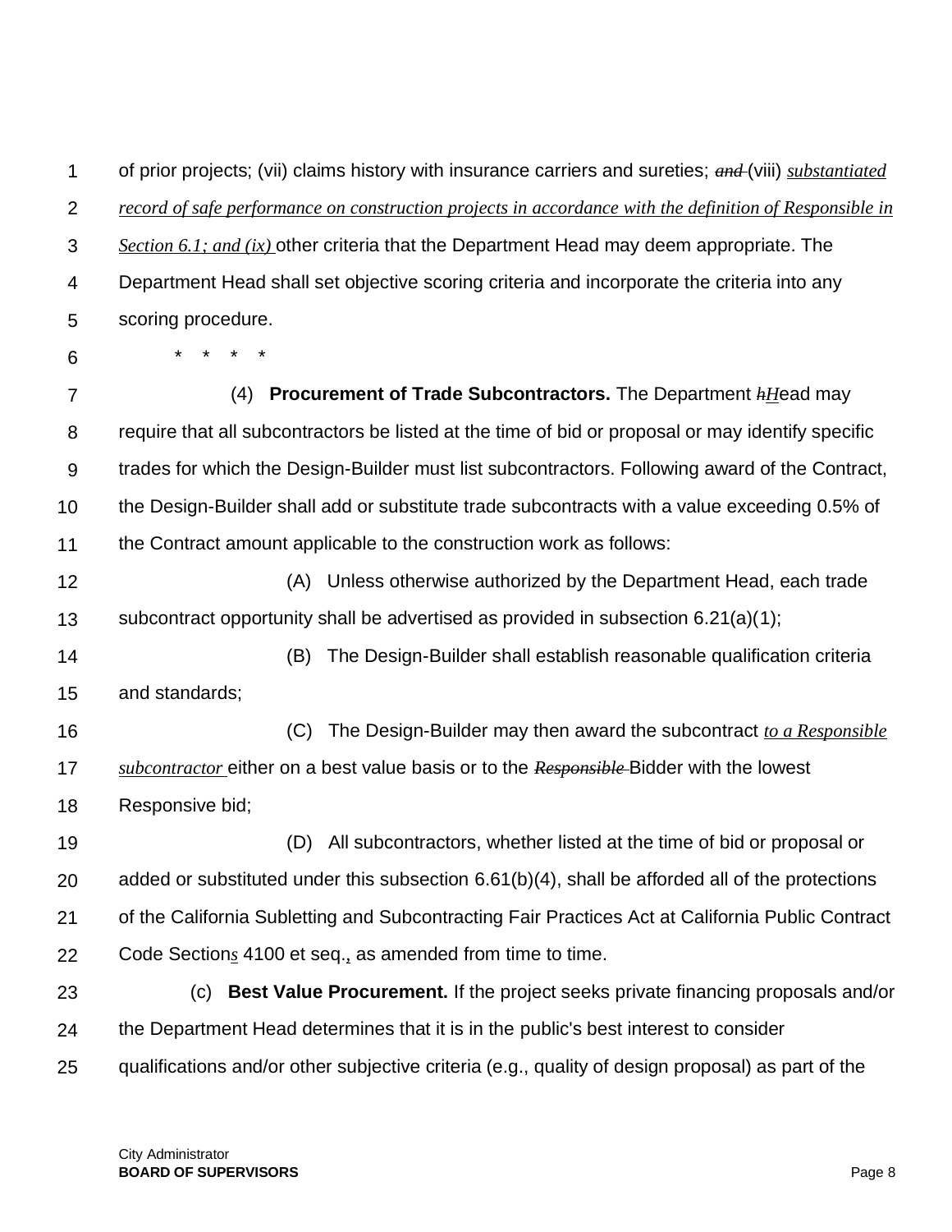of prior projects; (vii) claims history with insurance carriers and sureties; ~~*and*~~ (viii) *substantiated record of safe performance on construction projects in accordance with the definition of Responsible in Section 6.1; and (ix)* other criteria that the Department Head may deem appropriate. The Department Head shall set objective scoring criteria and incorporate the criteria into any scoring procedure.

\* \* \* \*

(4) **Procurement of Trade Subcontractors.** The Department ~~*h*~~*H*ead may require that all subcontractors be listed at the time of bid or proposal or may identify specific trades for which the Design-Builder must list subcontractors. Following award of the Contract, the Design-Builder shall add or substitute trade subcontracts with a value exceeding 0.5% of the Contract amount applicable to the construction work as follows:

(A) Unless otherwise authorized by the Department Head, each trade subcontract opportunity shall be advertised as provided in subsection 6.21(a)(1);

(B) The Design-Builder shall establish reasonable qualification criteria and standards;

(C) The Design-Builder may then award the subcontract *to a Responsible subcontractor* either on a best value basis or to the ~~*Responsible*~~ Bidder with the lowest Responsive bid;

(D) All subcontractors, whether listed at the time of bid or proposal or added or substituted under this subsection 6.61(b)(4), shall be afforded all of the protections of the California Subletting and Subcontracting Fair Practices Act at California Public Contract Code Section*s* 4100 et seq.*,* as amended from time to time.

(c) **Best Value Procurement.** If the project seeks private financing proposals and/or the Department Head determines that it is in the public's best interest to consider qualifications and/or other subjective criteria (e.g., quality of design proposal) as part of the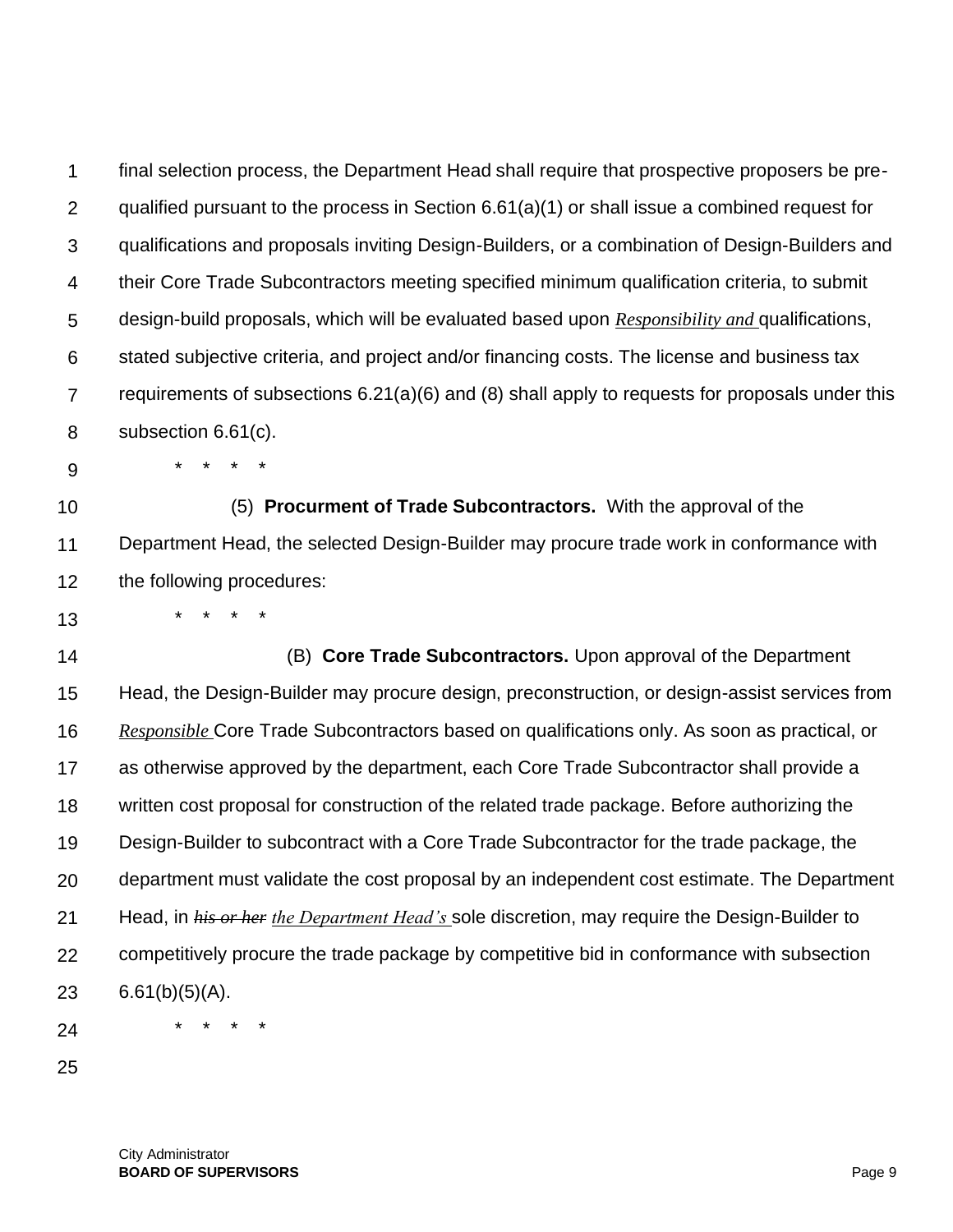final selection process, the Department Head shall require that prospective proposers be pre-qualified pursuant to the process in Section 6.61(a)(1) or shall issue a combined request for qualifications and proposals inviting Design-Builders, or a combination of Design-Builders and their Core Trade Subcontractors meeting specified minimum qualification criteria, to submit design-build proposals, which will be evaluated based upon *Responsibility and* qualifications, stated subjective criteria, and project and/or financing costs. The license and business tax requirements of subsections 6.21(a)(6) and (8) shall apply to requests for proposals under this subsection 6.61(c).

\* \* \* \*

(5) **Procurment of Trade Subcontractors.** With the approval of the Department Head, the selected Design-Builder may procure trade work in conformance with the following procedures:

\* \* \* \*

(B) **Core Trade Subcontractors.** Upon approval of the Department Head, the Design-Builder may procure design, preconstruction, or design-assist services from *Responsible* Core Trade Subcontractors based on qualifications only. As soon as practical, or as otherwise approved by the department, each Core Trade Subcontractor shall provide a written cost proposal for construction of the related trade package. Before authorizing the Design-Builder to subcontract with a Core Trade Subcontractor for the trade package, the department must validate the cost proposal by an independent cost estimate. The Department Head, in ~~his or her~~ *the Department Head's* sole discretion, may require the Design-Builder to competitively procure the trade package by competitive bid in conformance with subsection 6.61(b)(5)(A).

\* \* \* \*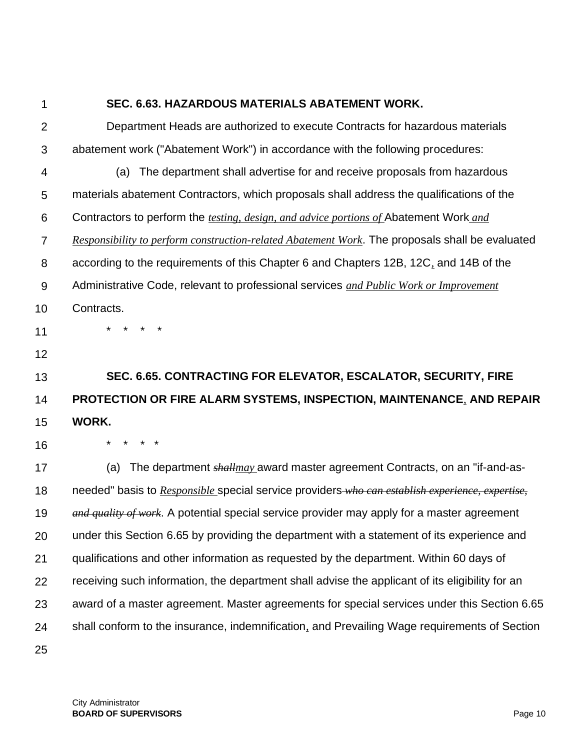**SEC. 6.63. HAZARDOUS MATERIALS ABATEMENT WORK.**

Department Heads are authorized to execute Contracts for hazardous materials abatement work ("Abatement Work") in accordance with the following procedures:

(a) The department shall advertise for and receive proposals from hazardous materials abatement Contractors, which proposals shall address the qualifications of the Contractors to perform the *testing, design, and advice portions of* Abatement Work *and Responsibility to perform construction-related Abatement Work*. The proposals shall be evaluated according to the requirements of this Chapter 6 and Chapters 12B, 12C, and 14B of the Administrative Code, relevant to professional services *and Public Work or Improvement* Contracts.

\* \* \* \*

**SEC. 6.65. CONTRACTING FOR ELEVATOR, ESCALATOR, SECURITY, FIRE PROTECTION OR FIRE ALARM SYSTEMS, INSPECTION, MAINTENANCE, AND REPAIR WORK.**

\* \* \* \*

(a) The department ~~*shall*~~*may* award master agreement Contracts, on an "if-and-as-needed" basis to *Responsible* special service providers ~~*who can establish experience, expertise, and quality of work*~~. A potential special service provider may apply for a master agreement under this Section 6.65 by providing the department with a statement of its experience and qualifications and other information as requested by the department. Within 60 days of receiving such information, the department shall advise the applicant of its eligibility for an award of a master agreement. Master agreements for special services under this Section 6.65 shall conform to the insurance, indemnification, and Prevailing Wage requirements of Section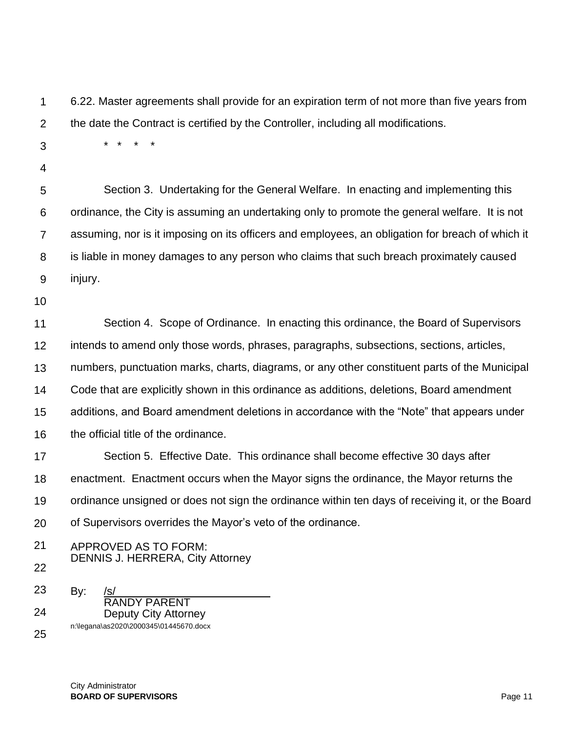6.22. Master agreements shall provide for an expiration term of not more than five years from the date the Contract is certified by the Controller, including all modifications.

\*   \*   \*   \*

Section 3. Undertaking for the General Welfare. In enacting and implementing this ordinance, the City is assuming an undertaking only to promote the general welfare. It is not assuming, nor is it imposing on its officers and employees, an obligation for breach of which it is liable in money damages to any person who claims that such breach proximately caused injury.

Section 4. Scope of Ordinance. In enacting this ordinance, the Board of Supervisors intends to amend only those words, phrases, paragraphs, subsections, sections, articles, numbers, punctuation marks, charts, diagrams, or any other constituent parts of the Municipal Code that are explicitly shown in this ordinance as additions, deletions, Board amendment additions, and Board amendment deletions in accordance with the "Note" that appears under the official title of the ordinance.

Section 5. Effective Date. This ordinance shall become effective 30 days after enactment. Enactment occurs when the Mayor signs the ordinance, the Mayor returns the ordinance unsigned or does not sign the ordinance within ten days of receiving it, or the Board of Supervisors overrides the Mayor's veto of the ordinance.

APPROVED AS TO FORM:
DENNIS J. HERRERA, City Attorney

By: /s/
RANDY PARENT
Deputy City Attorney

n:\legana\as2020\2000345\01445670.docx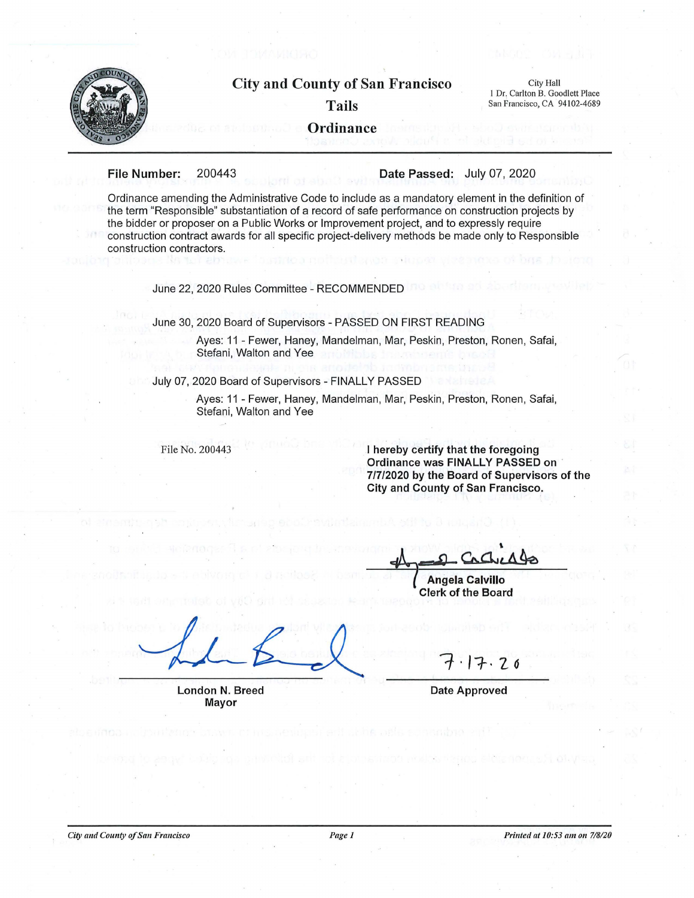# City and County of San Francisco

## Tails

## Ordinance

City Hall
1 Dr. Carlton B. Goodlett Place
San Francisco, CA 94102-4689

**File Number:** 200443 **Date Passed:** July 07, 2020

Ordinance amending the Administrative Code to include as a mandatory element in the definition of the term "Responsible" substantiation of a record of safe performance on construction projects by the bidder or proposer on a Public Works or Improvement project, and to expressly require construction contract awards for all specific project-delivery methods be made only to Responsible construction contractors.

June 22, 2020 Rules Committee - RECOMMENDED

June 30, 2020 Board of Supervisors - PASSED ON FIRST READING

Ayes: 11 - Fewer, Haney, Mandelman, Mar, Peskin, Preston, Ronen, Safai, Stefani, Walton and Yee

July 07, 2020 Board of Supervisors - FINALLY PASSED

Ayes: 11 - Fewer, Haney, Mandelman, Mar, Peskin, Preston, Ronen, Safai, Stefani, Walton and Yee

File No. 200443

**I hereby certify that the foregoing Ordinance was FINALLY PASSED on 7/7/2020 by the Board of Supervisors of the City and County of San Francisco.**

**Angela Calvillo**
**Clerk of the Board**

**London N. Breed**
**Mayor**

7.17.20

**Date Approved**